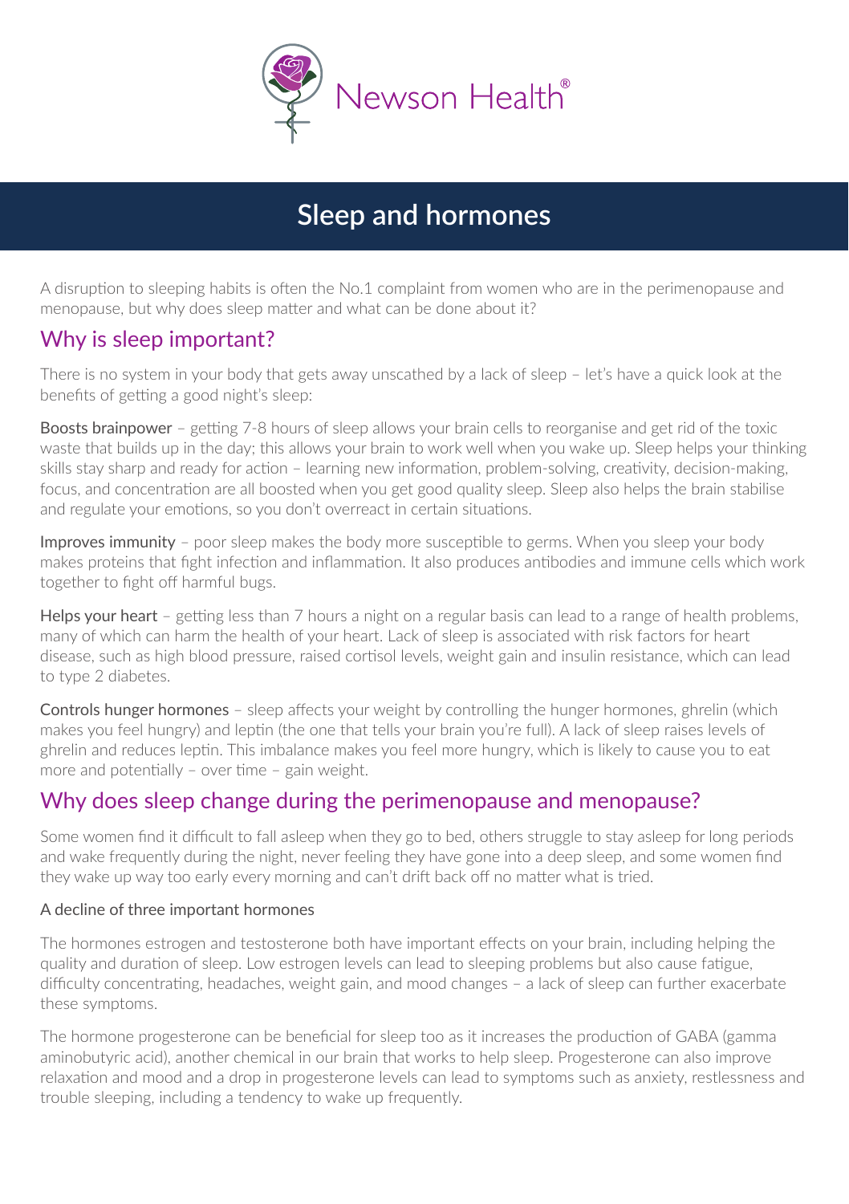Newson Health®

# Sleep and hormones

A disruption to sleeping habits is often the No.1 complaint from women who are in the perimenopause and menopause, but why does sleep matter and what can be done about it?

## Why is sleep important?

There is no system in your body that gets away unscathed by a lack of sleep – let's have a quick look at the benefits of getting a good night's sleep:

**Boosts brainpower** – getting 7-8 hours of sleep allows your brain cells to reorganise and get rid of the toxic waste that builds up in the day; this allows your brain to work well when you wake up. Sleep helps your thinking skills stay sharp and ready for action – learning new information, problem-solving, creativity, decision-making, focus, and concentration are all boosted when you get good quality sleep. Sleep also helps the brain stabilise and regulate your emotions, so you don't overreact in certain situations.

**Improves immunity** – poor sleep makes the body more susceptible to germs. When you sleep your body makes proteins that fight infection and inflammation. It also produces antibodies and immune cells which work together to fight off harmful bugs.

**Helps your heart** – getting less than 7 hours a night on a regular basis can lead to a range of health problems, many of which can harm the health of your heart. Lack of sleep is associated with risk factors for heart disease, such as high blood pressure, raised cortisol levels, weight gain and insulin resistance, which can lead to type 2 diabetes.

**Controls hunger hormones** – sleep affects your weight by controlling the hunger hormones, ghrelin (which makes you feel hungry) and leptin (the one that tells your brain you're full). A lack of sleep raises levels of ghrelin and reduces leptin. This imbalance makes you feel more hungry, which is likely to cause you to eat more and potentially – over time – gain weight.

## Why does sleep change during the perimenopause and menopause?

Some women find it difficult to fall asleep when they go to bed, others struggle to stay asleep for long periods and wake frequently during the night, never feeling they have gone into a deep sleep, and some women find they wake up way too early every morning and can't drift back off no matter what is tried.

### A decline of three important hormones

The hormones estrogen and testosterone both have important effects on your brain, including helping the quality and duration of sleep. Low estrogen levels can lead to sleeping problems but also cause fatigue, difficulty concentrating, headaches, weight gain, and mood changes – a lack of sleep can further exacerbate these symptoms.

The hormone progesterone can be beneficial for sleep too as it increases the production of GABA (gamma aminobutyric acid), another chemical in our brain that works to help sleep. Progesterone can also improve relaxation and mood and a drop in progesterone levels can lead to symptoms such as anxiety, restlessness and trouble sleeping, including a tendency to wake up frequently.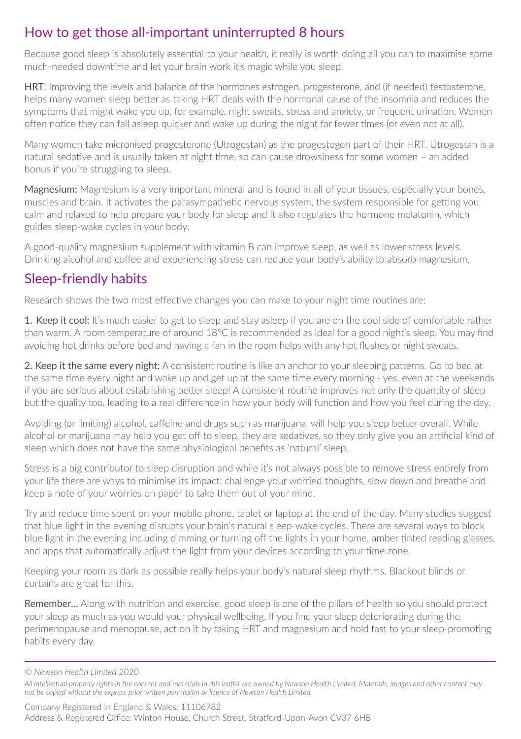## How to get those all-important uninterrupted 8 hours

Because good sleep is absolutely essential to your health, it really is worth doing all you can to maximise some much-needed downtime and let your brain work it's magic while you sleep.

**HRT**: Improving the levels and balance of the hormones estrogen, progesterone, and (if needed) testosterone, helps many women sleep better as taking HRT deals with the hormonal cause of the insomnia and reduces the symptoms that might wake you up, for example, night sweats, stress and anxiety, or frequent urination. Women often notice they can fall asleep quicker and wake up during the night far fewer times (or even not at all).

Many women take micronised progesterone (Utrogestan) as the progestogen part of their HRT. Utrogestan is a natural sedative and is usually taken at night time, so can cause drowsiness for some women – an added bonus if you're struggling to sleep.

**Magnesium:** Magnesium is a very important mineral and is found in all of your tissues, especially your bones, muscles and brain. It activates the parasympathetic nervous system, the system responsible for getting you calm and relaxed to help prepare your body for sleep and it also regulates the hormone melatonin, which guides sleep-wake cycles in your body.

A good-quality magnesium supplement with vitamin B can improve sleep, as well as lower stress levels. Drinking alcohol and coffee and experiencing stress can reduce your body's ability to absorb magnesium.

## Sleep-friendly habits

Research shows the two most effective changes you can make to your night time routines are:

**1. Keep it cool:** It's much easier to get to sleep and stay asleep if you are on the cool side of comfortable rather than warm. A room temperature of around 18°C is recommended as ideal for a good night's sleep. You may find avoiding hot drinks before bed and having a fan in the room helps with any hot flushes or night sweats.

**2. Keep it the same every night:** A consistent routine is like an anchor to your sleeping patterns. Go to bed at the same time every night and wake up and get up at the same time every morning - yes, even at the weekends if you are serious about establishing better sleep! A consistent routine improves not only the quantity of sleep but the quality too, leading to a real difference in how your body will function and how you feel during the day.

Avoiding (or limiting) alcohol, caffeine and drugs such as marijuana, will help you sleep better overall. While alcohol or marijuana may help you get off to sleep, they are sedatives, so they only give you an artificial kind of sleep which does not have the same physiological benefits as 'natural' sleep.

Stress is a big contributor to sleep disruption and while it's not always possible to remove stress entirely from your life there are ways to minimise its impact: challenge your worried thoughts, slow down and breathe and keep a note of your worries on paper to take them out of your mind.

Try and reduce time spent on your mobile phone, tablet or laptop at the end of the day. Many studies suggest that blue light in the evening disrupts your brain's natural sleep-wake cycles. There are several ways to block blue light in the evening including dimming or turning off the lights in your home, amber tinted reading glasses, and apps that automatically adjust the light from your devices according to your time zone.

Keeping your room as dark as possible really helps your body's natural sleep rhythms. Blackout blinds or curtains are great for this.

**Remember...** Along with nutrition and exercise, good sleep is one of the pillars of health so you should protect your sleep as much as you would your physical wellbeing. If you find your sleep deteriorating during the perimenopause and menopause, act on it by taking HRT and magnesium and hold fast to your sleep-promoting habits every day.

---

*© Newson Health Limited 2020*

*All intellectual property rights in the content and materials in this leaflet are owned by Newson Health Limited. Materials, images and other content may not be copied without the express prior written permission or licence of Newson Health Limited.*

Company Registered in England & Wales: 11106782
Address & Registered Office: Winton House, Church Street, Stratford-Upon-Avon CV37 6HB